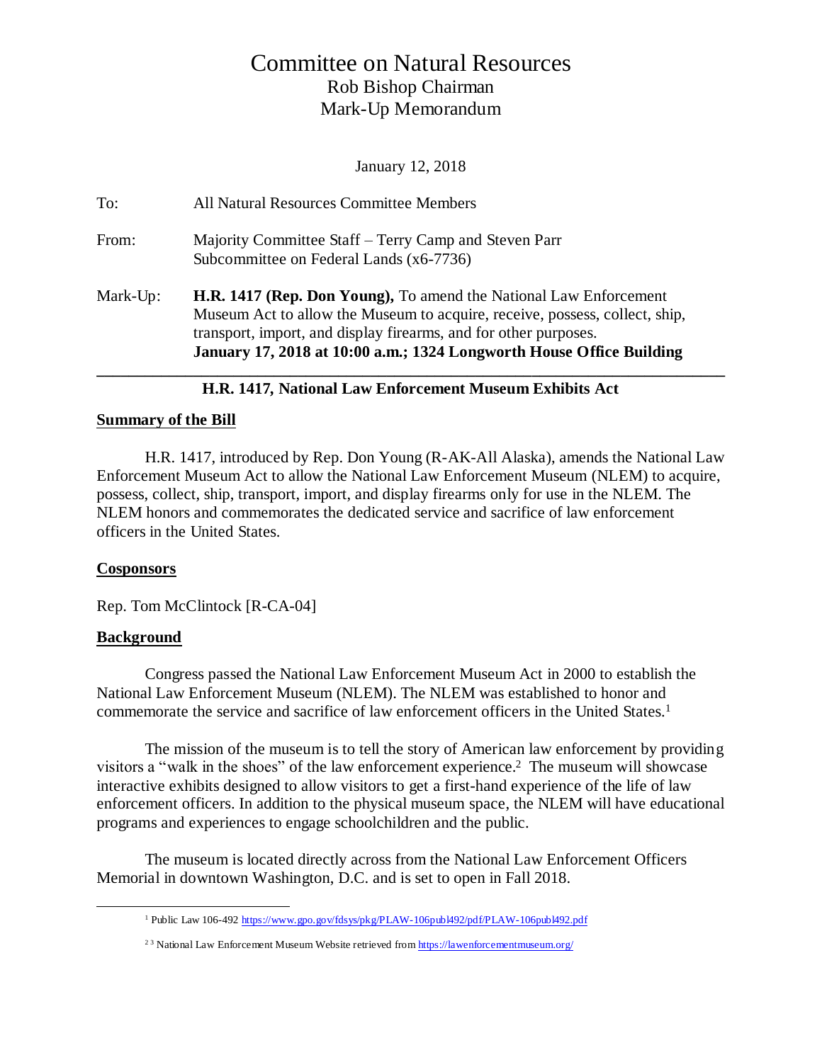# Committee on Natural Resources

## Rob Bishop Chairman

## Mark-Up Memorandum

January 12, 2018

To: All Natural Resources Committee Members

From: Majority Committee Staff – Terry Camp and Steven Parr
Subcommittee on Federal Lands (x6-7736)

Mark-Up: **H.R. 1417 (Rep. Don Young),** To amend the National Law Enforcement Museum Act to allow the Museum to acquire, receive, possess, collect, ship, transport, import, and display firearms, and for other purposes.
**January 17, 2018 at 10:00 a.m.; 1324 Longworth House Office Building**

---

**H.R. 1417, National Law Enforcement Museum Exhibits Act**

### Summary of the Bill

H.R. 1417, introduced by Rep. Don Young (R-AK-All Alaska), amends the National Law Enforcement Museum Act to allow the National Law Enforcement Museum (NLEM) to acquire, possess, collect, ship, transport, import, and display firearms only for use in the NLEM. The NLEM honors and commemorates the dedicated service and sacrifice of law enforcement officers in the United States.

### Cosponsors

Rep. Tom McClintock [R-CA-04]

### Background

Congress passed the National Law Enforcement Museum Act in 2000 to establish the National Law Enforcement Museum (NLEM). The NLEM was established to honor and commemorate the service and sacrifice of law enforcement officers in the United States.[1]

The mission of the museum is to tell the story of American law enforcement by providing visitors a "walk in the shoes" of the law enforcement experience.[2] The museum will showcase interactive exhibits designed to allow visitors to get a first-hand experience of the life of law enforcement officers. In addition to the physical museum space, the NLEM will have educational programs and experiences to engage schoolchildren and the public.

The museum is located directly across from the National Law Enforcement Officers Memorial in downtown Washington, D.C. and is set to open in Fall 2018.

---

[1] Public Law 106-492 https://www.gpo.gov/fdsys/pkg/PLAW-106publ492/pdf/PLAW-106publ492.pdf

[2] [3] National Law Enforcement Museum Website retrieved from https://lawenforcementmuseum.org/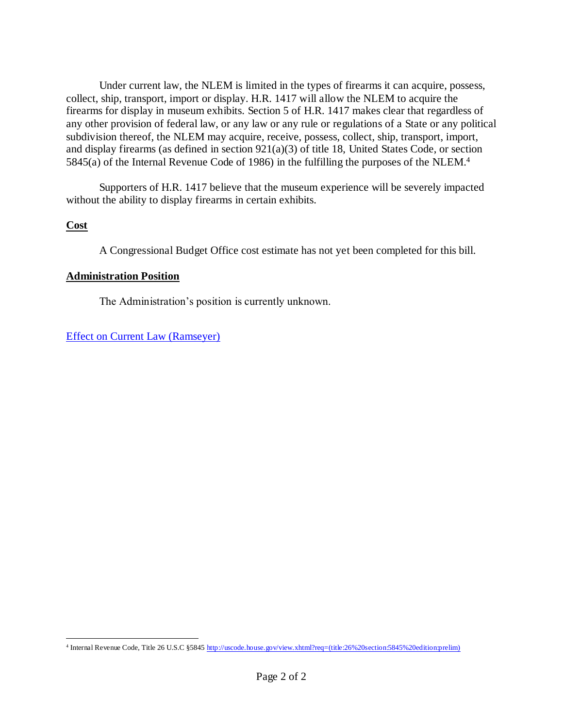Under current law, the NLEM is limited in the types of firearms it can acquire, possess, collect, ship, transport, import or display. H.R. 1417 will allow the NLEM to acquire the firearms for display in museum exhibits. Section 5 of H.R. 1417 makes clear that regardless of any other provision of federal law, or any law or any rule or regulations of a State or any political subdivision thereof, the NLEM may acquire, receive, possess, collect, ship, transport, import, and display firearms (as defined in section 921(a)(3) of title 18, United States Code, or section 5845(a) of the Internal Revenue Code of 1986) in the fulfilling the purposes of the NLEM.[4]

Supporters of H.R. 1417 believe that the museum experience will be severely impacted without the ability to display firearms in certain exhibits.

## **Cost**

A Congressional Budget Office cost estimate has not yet been completed for this bill.

## **Administration Position**

The Administration's position is currently unknown.

Effect on Current Law (Ramseyer)

---

[4] Internal Revenue Code, Title 26 U.S.C §5845 http://uscode.house.gov/view.xhtml?req=(title:26%20section:5845%20edition:prelim)